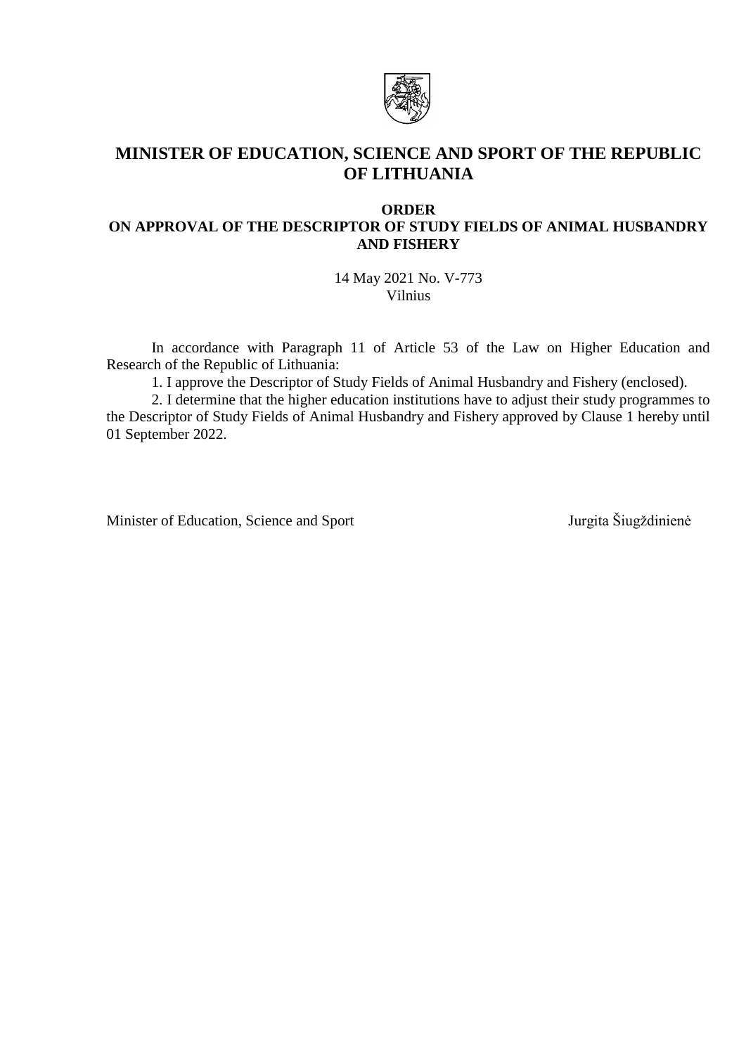# MINISTER OF EDUCATION, SCIENCE AND SPORT OF THE REPUBLIC OF LITHUANIA

## ORDER
## ON APPROVAL OF THE DESCRIPTOR OF STUDY FIELDS OF ANIMAL HUSBANDRY AND FISHERY

14 May 2021 No. V-773
Vilnius

In accordance with Paragraph 11 of Article 53 of the Law on Higher Education and Research of the Republic of Lithuania:

1. I approve the Descriptor of Study Fields of Animal Husbandry and Fishery (enclosed).

2. I determine that the higher education institutions have to adjust their study programmes to the Descriptor of Study Fields of Animal Husbandry and Fishery approved by Clause 1 hereby until 01 September 2022.

Minister of Education, Science and Sport Jurgita Šiugždinienė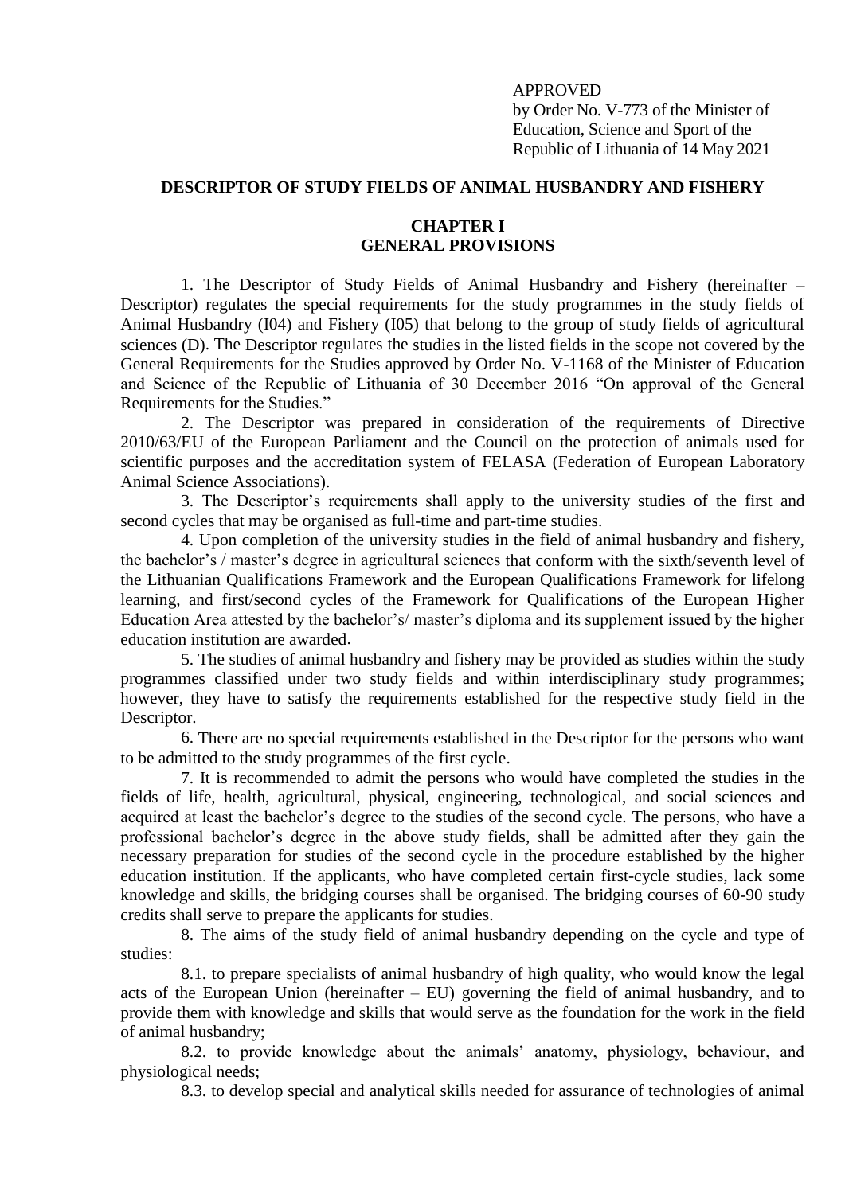APPROVED
by Order No. V-773 of the Minister of Education, Science and Sport of the Republic of Lithuania of 14 May 2021

# DESCRIPTOR OF STUDY FIELDS OF ANIMAL HUSBANDRY AND FISHERY

## CHAPTER I
## GENERAL PROVISIONS

1. The Descriptor of Study Fields of Animal Husbandry and Fishery (hereinafter – Descriptor) regulates the special requirements for the study programmes in the study fields of Animal Husbandry (I04) and Fishery (I05) that belong to the group of study fields of agricultural sciences (D). The Descriptor regulates the studies in the listed fields in the scope not covered by the General Requirements for the Studies approved by Order No. V-1168 of the Minister of Education and Science of the Republic of Lithuania of 30 December 2016 "On approval of the General Requirements for the Studies."

2. The Descriptor was prepared in consideration of the requirements of Directive 2010/63/EU of the European Parliament and the Council on the protection of animals used for scientific purposes and the accreditation system of FELASA (Federation of European Laboratory Animal Science Associations).

3. The Descriptor's requirements shall apply to the university studies of the first and second cycles that may be organised as full-time and part-time studies.

4. Upon completion of the university studies in the field of animal husbandry and fishery, the bachelor's / master's degree in agricultural sciences that conform with the sixth/seventh level of the Lithuanian Qualifications Framework and the European Qualifications Framework for lifelong learning, and first/second cycles of the Framework for Qualifications of the European Higher Education Area attested by the bachelor's/ master's diploma and its supplement issued by the higher education institution are awarded.

5. The studies of animal husbandry and fishery may be provided as studies within the study programmes classified under two study fields and within interdisciplinary study programmes; however, they have to satisfy the requirements established for the respective study field in the Descriptor.

6. There are no special requirements established in the Descriptor for the persons who want to be admitted to the study programmes of the first cycle.

7. It is recommended to admit the persons who would have completed the studies in the fields of life, health, agricultural, physical, engineering, technological, and social sciences and acquired at least the bachelor's degree to the studies of the second cycle. The persons, who have a professional bachelor's degree in the above study fields, shall be admitted after they gain the necessary preparation for studies of the second cycle in the procedure established by the higher education institution. If the applicants, who have completed certain first-cycle studies, lack some knowledge and skills, the bridging courses shall be organised. The bridging courses of 60-90 study credits shall serve to prepare the applicants for studies.

8. The aims of the study field of animal husbandry depending on the cycle and type of studies:

8.1. to prepare specialists of animal husbandry of high quality, who would know the legal acts of the European Union (hereinafter – EU) governing the field of animal husbandry, and to provide them with knowledge and skills that would serve as the foundation for the work in the field of animal husbandry;

8.2. to provide knowledge about the animals' anatomy, physiology, behaviour, and physiological needs;

8.3. to develop special and analytical skills needed for assurance of technologies of animal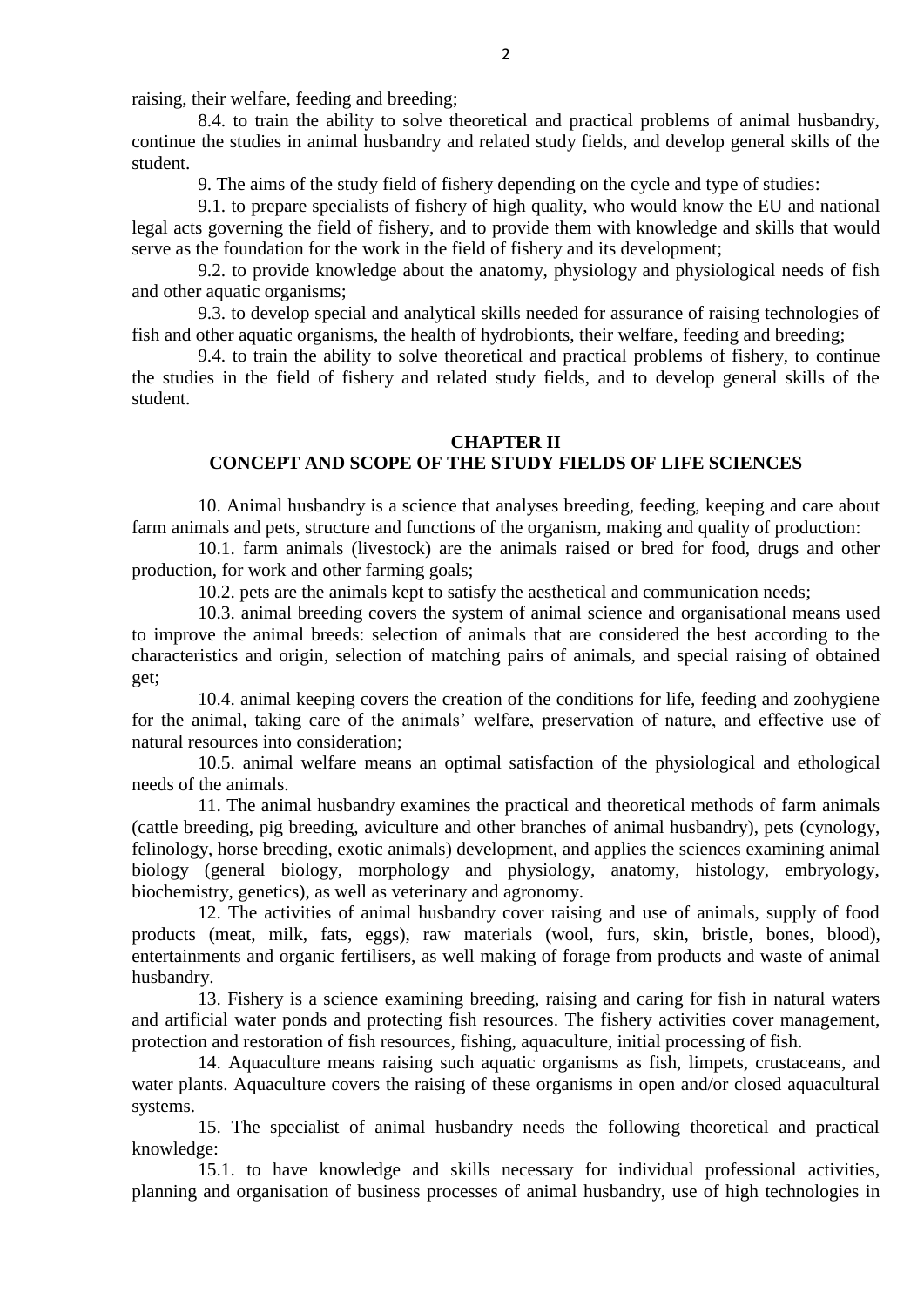raising, their welfare, feeding and breeding;

8.4. to train the ability to solve theoretical and practical problems of animal husbandry, continue the studies in animal husbandry and related study fields, and develop general skills of the student.

9. The aims of the study field of fishery depending on the cycle and type of studies:

9.1. to prepare specialists of fishery of high quality, who would know the EU and national legal acts governing the field of fishery, and to provide them with knowledge and skills that would serve as the foundation for the work in the field of fishery and its development;

9.2. to provide knowledge about the anatomy, physiology and physiological needs of fish and other aquatic organisms;

9.3. to develop special and analytical skills needed for assurance of raising technologies of fish and other aquatic organisms, the health of hydrobionts, their welfare, feeding and breeding;

9.4. to train the ability to solve theoretical and practical problems of fishery, to continue the studies in the field of fishery and related study fields, and to develop general skills of the student.

## CHAPTER II
## CONCEPT AND SCOPE OF THE STUDY FIELDS OF LIFE SCIENCES

10. Animal husbandry is a science that analyses breeding, feeding, keeping and care about farm animals and pets, structure and functions of the organism, making and quality of production:

10.1. farm animals (livestock) are the animals raised or bred for food, drugs and other production, for work and other farming goals;

10.2. pets are the animals kept to satisfy the aesthetical and communication needs;

10.3. animal breeding covers the system of animal science and organisational means used to improve the animal breeds: selection of animals that are considered the best according to the characteristics and origin, selection of matching pairs of animals, and special raising of obtained get;

10.4. animal keeping covers the creation of the conditions for life, feeding and zoohygiene for the animal, taking care of the animals' welfare, preservation of nature, and effective use of natural resources into consideration;

10.5. animal welfare means an optimal satisfaction of the physiological and ethological needs of the animals.

11. The animal husbandry examines the practical and theoretical methods of farm animals (cattle breeding, pig breeding, aviculture and other branches of animal husbandry), pets (cynology, felinology, horse breeding, exotic animals) development, and applies the sciences examining animal biology (general biology, morphology and physiology, anatomy, histology, embryology, biochemistry, genetics), as well as veterinary and agronomy.

12. The activities of animal husbandry cover raising and use of animals, supply of food products (meat, milk, fats, eggs), raw materials (wool, furs, skin, bristle, bones, blood), entertainments and organic fertilisers, as well making of forage from products and waste of animal husbandry.

13. Fishery is a science examining breeding, raising and caring for fish in natural waters and artificial water ponds and protecting fish resources. The fishery activities cover management, protection and restoration of fish resources, fishing, aquaculture, initial processing of fish.

14. Aquaculture means raising such aquatic organisms as fish, limpets, crustaceans, and water plants. Aquaculture covers the raising of these organisms in open and/or closed aquacultural systems.

15. The specialist of animal husbandry needs the following theoretical and practical knowledge:

15.1. to have knowledge and skills necessary for individual professional activities, planning and organisation of business processes of animal husbandry, use of high technologies in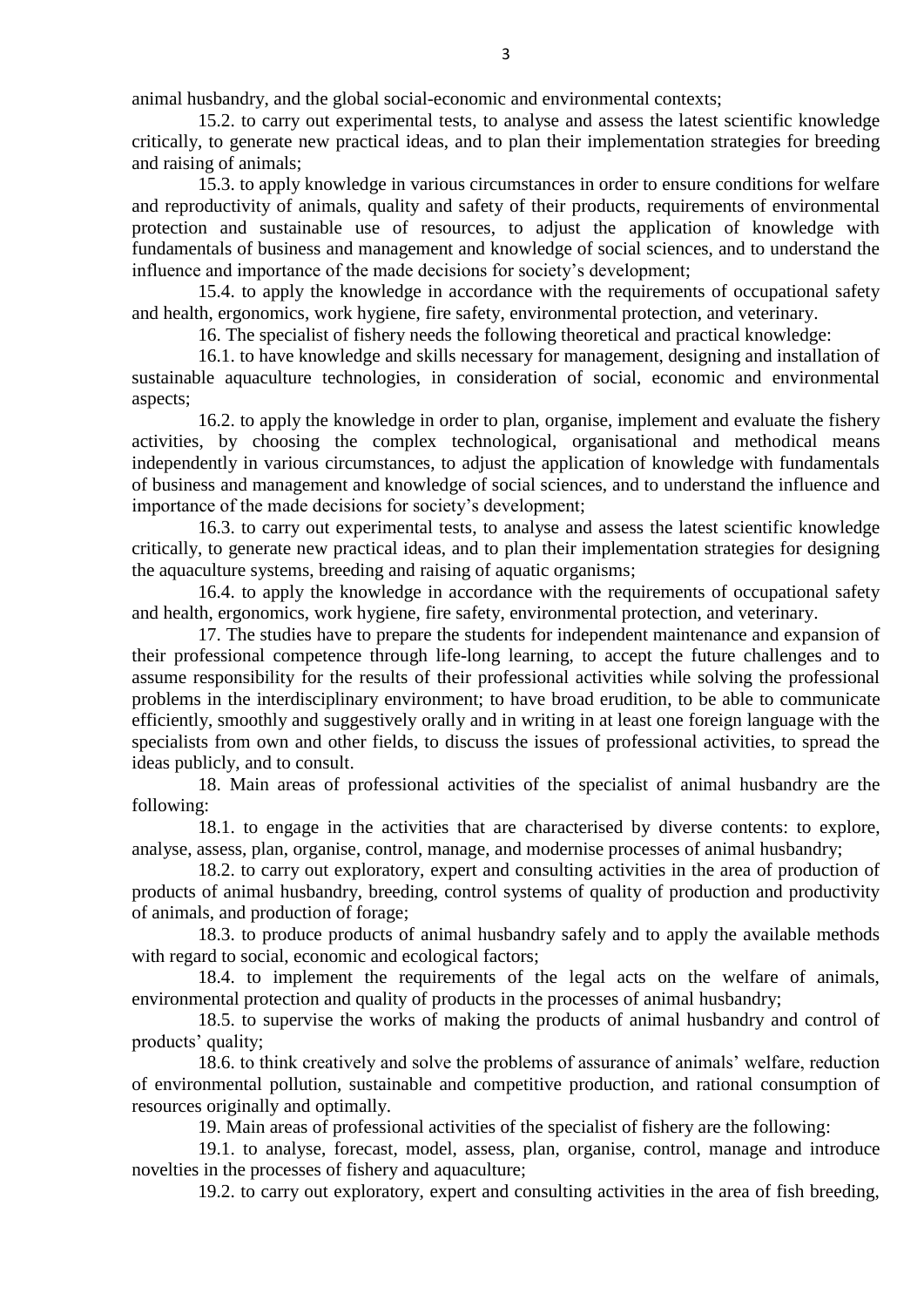animal husbandry, and the global social-economic and environmental contexts;

15.2. to carry out experimental tests, to analyse and assess the latest scientific knowledge critically, to generate new practical ideas, and to plan their implementation strategies for breeding and raising of animals;

15.3. to apply knowledge in various circumstances in order to ensure conditions for welfare and reproductivity of animals, quality and safety of their products, requirements of environmental protection and sustainable use of resources, to adjust the application of knowledge with fundamentals of business and management and knowledge of social sciences, and to understand the influence and importance of the made decisions for society's development;

15.4. to apply the knowledge in accordance with the requirements of occupational safety and health, ergonomics, work hygiene, fire safety, environmental protection, and veterinary.

16. The specialist of fishery needs the following theoretical and practical knowledge:

16.1. to have knowledge and skills necessary for management, designing and installation of sustainable aquaculture technologies, in consideration of social, economic and environmental aspects;

16.2. to apply the knowledge in order to plan, organise, implement and evaluate the fishery activities, by choosing the complex technological, organisational and methodical means independently in various circumstances, to adjust the application of knowledge with fundamentals of business and management and knowledge of social sciences, and to understand the influence and importance of the made decisions for society's development;

16.3. to carry out experimental tests, to analyse and assess the latest scientific knowledge critically, to generate new practical ideas, and to plan their implementation strategies for designing the aquaculture systems, breeding and raising of aquatic organisms;

16.4. to apply the knowledge in accordance with the requirements of occupational safety and health, ergonomics, work hygiene, fire safety, environmental protection, and veterinary.

17. The studies have to prepare the students for independent maintenance and expansion of their professional competence through life-long learning, to accept the future challenges and to assume responsibility for the results of their professional activities while solving the professional problems in the interdisciplinary environment; to have broad erudition, to be able to communicate efficiently, smoothly and suggestively orally and in writing in at least one foreign language with the specialists from own and other fields, to discuss the issues of professional activities, to spread the ideas publicly, and to consult.

18. Main areas of professional activities of the specialist of animal husbandry are the following:

18.1. to engage in the activities that are characterised by diverse contents: to explore, analyse, assess, plan, organise, control, manage, and modernise processes of animal husbandry;

18.2. to carry out exploratory, expert and consulting activities in the area of production of products of animal husbandry, breeding, control systems of quality of production and productivity of animals, and production of forage;

18.3. to produce products of animal husbandry safely and to apply the available methods with regard to social, economic and ecological factors;

18.4. to implement the requirements of the legal acts on the welfare of animals, environmental protection and quality of products in the processes of animal husbandry;

18.5. to supervise the works of making the products of animal husbandry and control of products' quality;

18.6. to think creatively and solve the problems of assurance of animals' welfare, reduction of environmental pollution, sustainable and competitive production, and rational consumption of resources originally and optimally.

19. Main areas of professional activities of the specialist of fishery are the following:

19.1. to analyse, forecast, model, assess, plan, organise, control, manage and introduce novelties in the processes of fishery and aquaculture;

19.2. to carry out exploratory, expert and consulting activities in the area of fish breeding,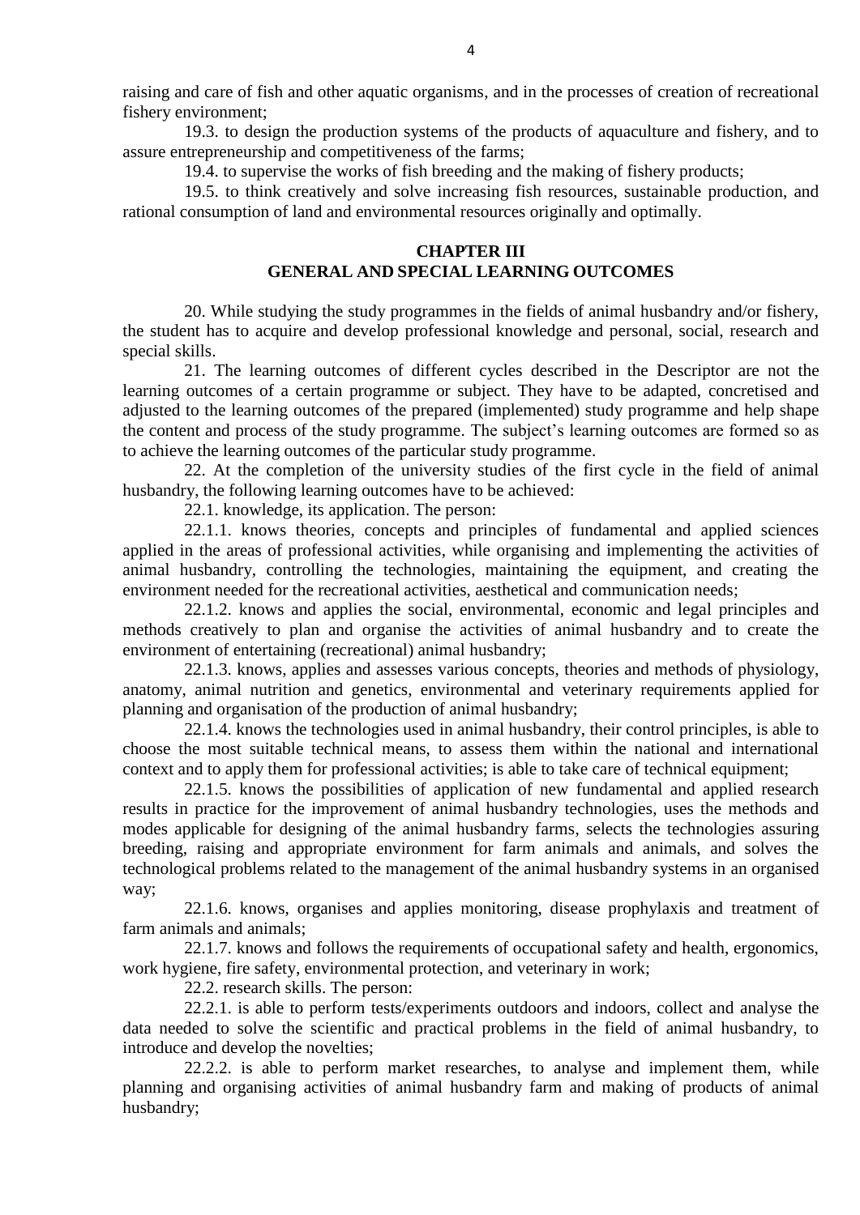raising and care of fish and other aquatic organisms, and in the processes of creation of recreational fishery environment;

19.3. to design the production systems of the products of aquaculture and fishery, and to assure entrepreneurship and competitiveness of the farms;

19.4. to supervise the works of fish breeding and the making of fishery products;

19.5. to think creatively and solve increasing fish resources, sustainable production, and rational consumption of land and environmental resources originally and optimally.

## CHAPTER III
## GENERAL AND SPECIAL LEARNING OUTCOMES

20. While studying the study programmes in the fields of animal husbandry and/or fishery, the student has to acquire and develop professional knowledge and personal, social, research and special skills.

21. The learning outcomes of different cycles described in the Descriptor are not the learning outcomes of a certain programme or subject. They have to be adapted, concretised and adjusted to the learning outcomes of the prepared (implemented) study programme and help shape the content and process of the study programme. The subject's learning outcomes are formed so as to achieve the learning outcomes of the particular study programme.

22. At the completion of the university studies of the first cycle in the field of animal husbandry, the following learning outcomes have to be achieved:

22.1. knowledge, its application. The person:

22.1.1. knows theories, concepts and principles of fundamental and applied sciences applied in the areas of professional activities, while organising and implementing the activities of animal husbandry, controlling the technologies, maintaining the equipment, and creating the environment needed for the recreational activities, aesthetical and communication needs;

22.1.2. knows and applies the social, environmental, economic and legal principles and methods creatively to plan and organise the activities of animal husbandry and to create the environment of entertaining (recreational) animal husbandry;

22.1.3. knows, applies and assesses various concepts, theories and methods of physiology, anatomy, animal nutrition and genetics, environmental and veterinary requirements applied for planning and organisation of the production of animal husbandry;

22.1.4. knows the technologies used in animal husbandry, their control principles, is able to choose the most suitable technical means, to assess them within the national and international context and to apply them for professional activities; is able to take care of technical equipment;

22.1.5. knows the possibilities of application of new fundamental and applied research results in practice for the improvement of animal husbandry technologies, uses the methods and modes applicable for designing of the animal husbandry farms, selects the technologies assuring breeding, raising and appropriate environment for farm animals and animals, and solves the technological problems related to the management of the animal husbandry systems in an organised way;

22.1.6. knows, organises and applies monitoring, disease prophylaxis and treatment of farm animals and animals;

22.1.7. knows and follows the requirements of occupational safety and health, ergonomics, work hygiene, fire safety, environmental protection, and veterinary in work;

22.2. research skills. The person:

22.2.1. is able to perform tests/experiments outdoors and indoors, collect and analyse the data needed to solve the scientific and practical problems in the field of animal husbandry, to introduce and develop the novelties;

22.2.2. is able to perform market researches, to analyse and implement them, while planning and organising activities of animal husbandry farm and making of products of animal husbandry;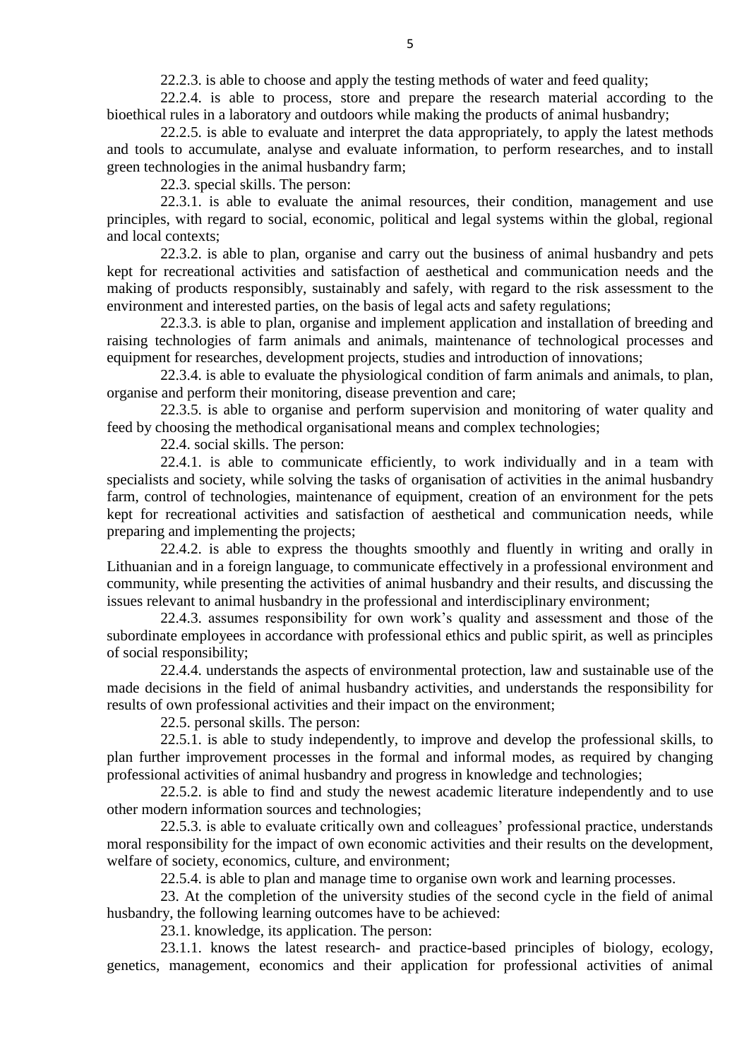22.2.3. is able to choose and apply the testing methods of water and feed quality;

22.2.4. is able to process, store and prepare the research material according to the bioethical rules in a laboratory and outdoors while making the products of animal husbandry;

22.2.5. is able to evaluate and interpret the data appropriately, to apply the latest methods and tools to accumulate, analyse and evaluate information, to perform researches, and to install green technologies in the animal husbandry farm;

22.3. special skills. The person:

22.3.1. is able to evaluate the animal resources, their condition, management and use principles, with regard to social, economic, political and legal systems within the global, regional and local contexts;

22.3.2. is able to plan, organise and carry out the business of animal husbandry and pets kept for recreational activities and satisfaction of aesthetical and communication needs and the making of products responsibly, sustainably and safely, with regard to the risk assessment to the environment and interested parties, on the basis of legal acts and safety regulations;

22.3.3. is able to plan, organise and implement application and installation of breeding and raising technologies of farm animals and animals, maintenance of technological processes and equipment for researches, development projects, studies and introduction of innovations;

22.3.4. is able to evaluate the physiological condition of farm animals and animals, to plan, organise and perform their monitoring, disease prevention and care;

22.3.5. is able to organise and perform supervision and monitoring of water quality and feed by choosing the methodical organisational means and complex technologies;

22.4. social skills. The person:

22.4.1. is able to communicate efficiently, to work individually and in a team with specialists and society, while solving the tasks of organisation of activities in the animal husbandry farm, control of technologies, maintenance of equipment, creation of an environment for the pets kept for recreational activities and satisfaction of aesthetical and communication needs, while preparing and implementing the projects;

22.4.2. is able to express the thoughts smoothly and fluently in writing and orally in Lithuanian and in a foreign language, to communicate effectively in a professional environment and community, while presenting the activities of animal husbandry and their results, and discussing the issues relevant to animal husbandry in the professional and interdisciplinary environment;

22.4.3. assumes responsibility for own work's quality and assessment and those of the subordinate employees in accordance with professional ethics and public spirit, as well as principles of social responsibility;

22.4.4. understands the aspects of environmental protection, law and sustainable use of the made decisions in the field of animal husbandry activities, and understands the responsibility for results of own professional activities and their impact on the environment;

22.5. personal skills. The person:

22.5.1. is able to study independently, to improve and develop the professional skills, to plan further improvement processes in the formal and informal modes, as required by changing professional activities of animal husbandry and progress in knowledge and technologies;

22.5.2. is able to find and study the newest academic literature independently and to use other modern information sources and technologies;

22.5.3. is able to evaluate critically own and colleagues' professional practice, understands moral responsibility for the impact of own economic activities and their results on the development, welfare of society, economics, culture, and environment;

22.5.4. is able to plan and manage time to organise own work and learning processes.

23. At the completion of the university studies of the second cycle in the field of animal husbandry, the following learning outcomes have to be achieved:

23.1. knowledge, its application. The person:

23.1.1. knows the latest research- and practice-based principles of biology, ecology, genetics, management, economics and their application for professional activities of animal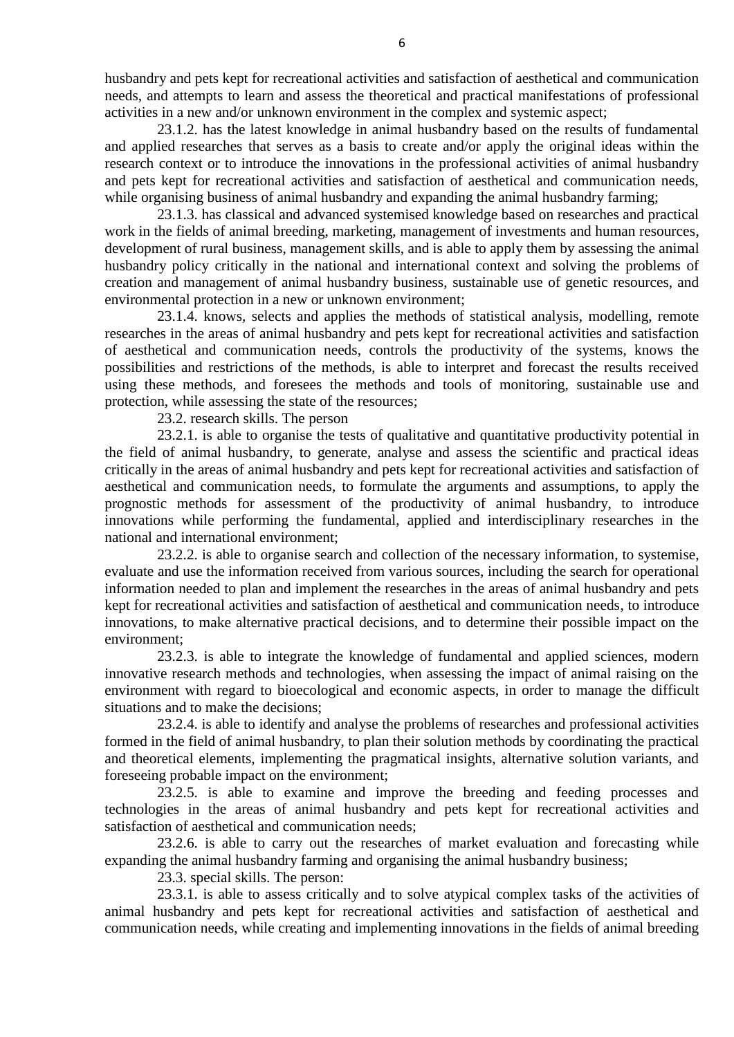husbandry and pets kept for recreational activities and satisfaction of aesthetical and communication needs, and attempts to learn and assess the theoretical and practical manifestations of professional activities in a new and/or unknown environment in the complex and systemic aspect;

23.1.2. has the latest knowledge in animal husbandry based on the results of fundamental and applied researches that serves as a basis to create and/or apply the original ideas within the research context or to introduce the innovations in the professional activities of animal husbandry and pets kept for recreational activities and satisfaction of aesthetical and communication needs, while organising business of animal husbandry and expanding the animal husbandry farming;

23.1.3. has classical and advanced systemised knowledge based on researches and practical work in the fields of animal breeding, marketing, management of investments and human resources, development of rural business, management skills, and is able to apply them by assessing the animal husbandry policy critically in the national and international context and solving the problems of creation and management of animal husbandry business, sustainable use of genetic resources, and environmental protection in a new or unknown environment;

23.1.4. knows, selects and applies the methods of statistical analysis, modelling, remote researches in the areas of animal husbandry and pets kept for recreational activities and satisfaction of aesthetical and communication needs, controls the productivity of the systems, knows the possibilities and restrictions of the methods, is able to interpret and forecast the results received using these methods, and foresees the methods and tools of monitoring, sustainable use and protection, while assessing the state of the resources;

23.2. research skills. The person

23.2.1. is able to organise the tests of qualitative and quantitative productivity potential in the field of animal husbandry, to generate, analyse and assess the scientific and practical ideas critically in the areas of animal husbandry and pets kept for recreational activities and satisfaction of aesthetical and communication needs, to formulate the arguments and assumptions, to apply the prognostic methods for assessment of the productivity of animal husbandry, to introduce innovations while performing the fundamental, applied and interdisciplinary researches in the national and international environment;

23.2.2. is able to organise search and collection of the necessary information, to systemise, evaluate and use the information received from various sources, including the search for operational information needed to plan and implement the researches in the areas of animal husbandry and pets kept for recreational activities and satisfaction of aesthetical and communication needs, to introduce innovations, to make alternative practical decisions, and to determine their possible impact on the environment;

23.2.3. is able to integrate the knowledge of fundamental and applied sciences, modern innovative research methods and technologies, when assessing the impact of animal raising on the environment with regard to bioecological and economic aspects, in order to manage the difficult situations and to make the decisions;

23.2.4. is able to identify and analyse the problems of researches and professional activities formed in the field of animal husbandry, to plan their solution methods by coordinating the practical and theoretical elements, implementing the pragmatical insights, alternative solution variants, and foreseeing probable impact on the environment;

23.2.5. is able to examine and improve the breeding and feeding processes and technologies in the areas of animal husbandry and pets kept for recreational activities and satisfaction of aesthetical and communication needs;

23.2.6. is able to carry out the researches of market evaluation and forecasting while expanding the animal husbandry farming and organising the animal husbandry business;

23.3. special skills. The person:

23.3.1. is able to assess critically and to solve atypical complex tasks of the activities of animal husbandry and pets kept for recreational activities and satisfaction of aesthetical and communication needs, while creating and implementing innovations in the fields of animal breeding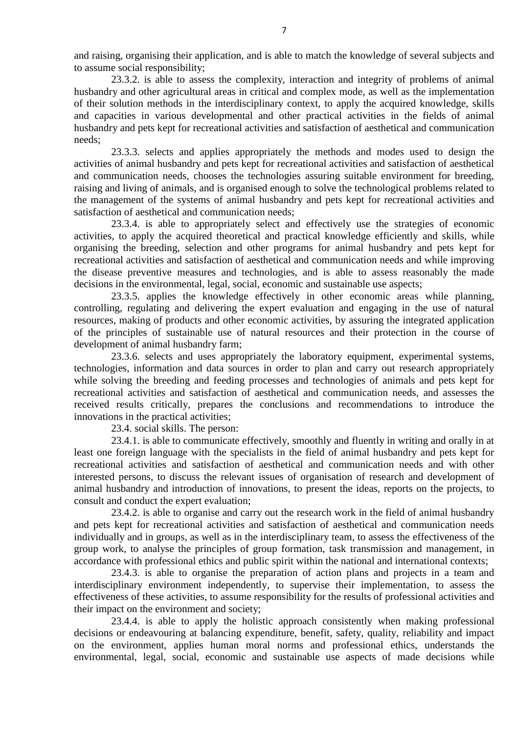and raising, organising their application, and is able to match the knowledge of several subjects and to assume social responsibility;

23.3.2. is able to assess the complexity, interaction and integrity of problems of animal husbandry and other agricultural areas in critical and complex mode, as well as the implementation of their solution methods in the interdisciplinary context, to apply the acquired knowledge, skills and capacities in various developmental and other practical activities in the fields of animal husbandry and pets kept for recreational activities and satisfaction of aesthetical and communication needs;

23.3.3. selects and applies appropriately the methods and modes used to design the activities of animal husbandry and pets kept for recreational activities and satisfaction of aesthetical and communication needs, chooses the technologies assuring suitable environment for breeding, raising and living of animals, and is organised enough to solve the technological problems related to the management of the systems of animal husbandry and pets kept for recreational activities and satisfaction of aesthetical and communication needs;

23.3.4. is able to appropriately select and effectively use the strategies of economic activities, to apply the acquired theoretical and practical knowledge efficiently and skills, while organising the breeding, selection and other programs for animal husbandry and pets kept for recreational activities and satisfaction of aesthetical and communication needs and while improving the disease preventive measures and technologies, and is able to assess reasonably the made decisions in the environmental, legal, social, economic and sustainable use aspects;

23.3.5. applies the knowledge effectively in other economic areas while planning, controlling, regulating and delivering the expert evaluation and engaging in the use of natural resources, making of products and other economic activities, by assuring the integrated application of the principles of sustainable use of natural resources and their protection in the course of development of animal husbandry farm;

23.3.6. selects and uses appropriately the laboratory equipment, experimental systems, technologies, information and data sources in order to plan and carry out research appropriately while solving the breeding and feeding processes and technologies of animals and pets kept for recreational activities and satisfaction of aesthetical and communication needs, and assesses the received results critically, prepares the conclusions and recommendations to introduce the innovations in the practical activities;

23.4. social skills. The person:

23.4.1. is able to communicate effectively, smoothly and fluently in writing and orally in at least one foreign language with the specialists in the field of animal husbandry and pets kept for recreational activities and satisfaction of aesthetical and communication needs and with other interested persons, to discuss the relevant issues of organisation of research and development of animal husbandry and introduction of innovations, to present the ideas, reports on the projects, to consult and conduct the expert evaluation;

23.4.2. is able to organise and carry out the research work in the field of animal husbandry and pets kept for recreational activities and satisfaction of aesthetical and communication needs individually and in groups, as well as in the interdisciplinary team, to assess the effectiveness of the group work, to analyse the principles of group formation, task transmission and management, in accordance with professional ethics and public spirit within the national and international contexts;

23.4.3. is able to organise the preparation of action plans and projects in a team and interdisciplinary environment independently, to supervise their implementation, to assess the effectiveness of these activities, to assume responsibility for the results of professional activities and their impact on the environment and society;

23.4.4. is able to apply the holistic approach consistently when making professional decisions or endeavouring at balancing expenditure, benefit, safety, quality, reliability and impact on the environment, applies human moral norms and professional ethics, understands the environmental, legal, social, economic and sustainable use aspects of made decisions while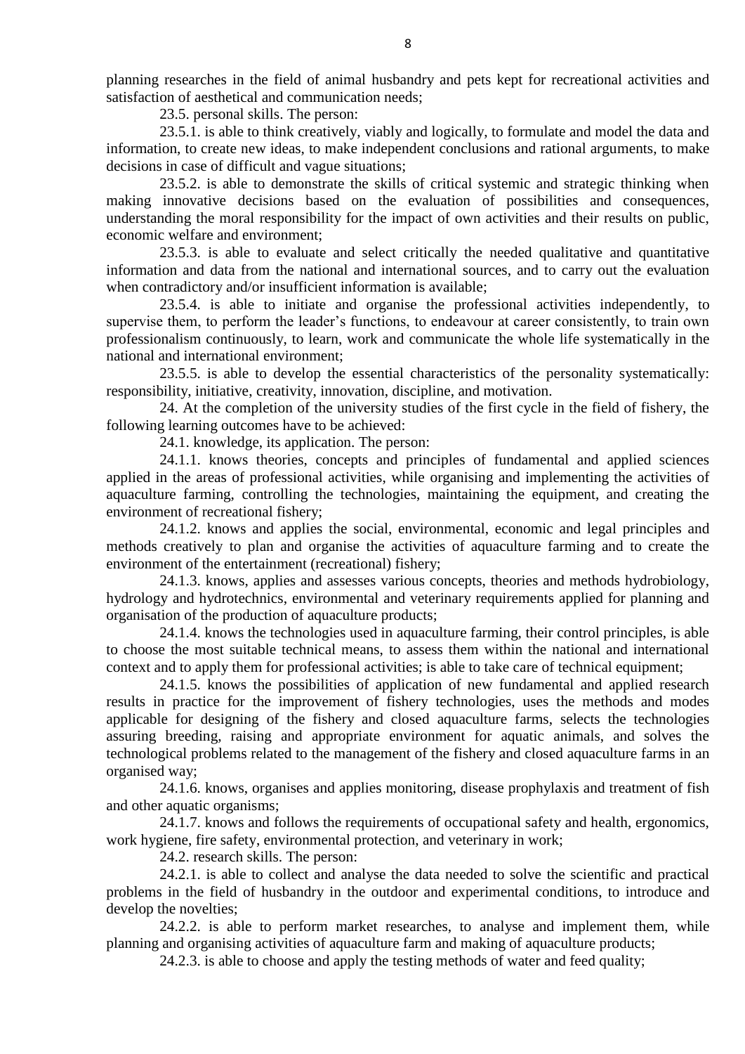planning researches in the field of animal husbandry and pets kept for recreational activities and satisfaction of aesthetical and communication needs;

23.5. personal skills. The person:

23.5.1. is able to think creatively, viably and logically, to formulate and model the data and information, to create new ideas, to make independent conclusions and rational arguments, to make decisions in case of difficult and vague situations;

23.5.2. is able to demonstrate the skills of critical systemic and strategic thinking when making innovative decisions based on the evaluation of possibilities and consequences, understanding the moral responsibility for the impact of own activities and their results on public, economic welfare and environment;

23.5.3. is able to evaluate and select critically the needed qualitative and quantitative information and data from the national and international sources, and to carry out the evaluation when contradictory and/or insufficient information is available;

23.5.4. is able to initiate and organise the professional activities independently, to supervise them, to perform the leader's functions, to endeavour at career consistently, to train own professionalism continuously, to learn, work and communicate the whole life systematically in the national and international environment;

23.5.5. is able to develop the essential characteristics of the personality systematically: responsibility, initiative, creativity, innovation, discipline, and motivation.

24. At the completion of the university studies of the first cycle in the field of fishery, the following learning outcomes have to be achieved:

24.1. knowledge, its application. The person:

24.1.1. knows theories, concepts and principles of fundamental and applied sciences applied in the areas of professional activities, while organising and implementing the activities of aquaculture farming, controlling the technologies, maintaining the equipment, and creating the environment of recreational fishery;

24.1.2. knows and applies the social, environmental, economic and legal principles and methods creatively to plan and organise the activities of aquaculture farming and to create the environment of the entertainment (recreational) fishery;

24.1.3. knows, applies and assesses various concepts, theories and methods hydrobiology, hydrology and hydrotechnics, environmental and veterinary requirements applied for planning and organisation of the production of aquaculture products;

24.1.4. knows the technologies used in aquaculture farming, their control principles, is able to choose the most suitable technical means, to assess them within the national and international context and to apply them for professional activities; is able to take care of technical equipment;

24.1.5. knows the possibilities of application of new fundamental and applied research results in practice for the improvement of fishery technologies, uses the methods and modes applicable for designing of the fishery and closed aquaculture farms, selects the technologies assuring breeding, raising and appropriate environment for aquatic animals, and solves the technological problems related to the management of the fishery and closed aquaculture farms in an organised way;

24.1.6. knows, organises and applies monitoring, disease prophylaxis and treatment of fish and other aquatic organisms;

24.1.7. knows and follows the requirements of occupational safety and health, ergonomics, work hygiene, fire safety, environmental protection, and veterinary in work;

24.2. research skills. The person:

24.2.1. is able to collect and analyse the data needed to solve the scientific and practical problems in the field of husbandry in the outdoor and experimental conditions, to introduce and develop the novelties;

24.2.2. is able to perform market researches, to analyse and implement them, while planning and organising activities of aquaculture farm and making of aquaculture products;

24.2.3. is able to choose and apply the testing methods of water and feed quality;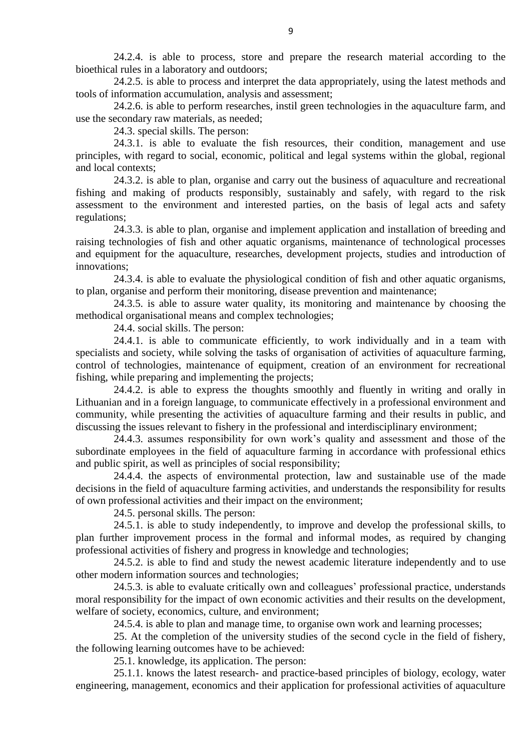24.2.4. is able to process, store and prepare the research material according to the bioethical rules in a laboratory and outdoors;

24.2.5. is able to process and interpret the data appropriately, using the latest methods and tools of information accumulation, analysis and assessment;

24.2.6. is able to perform researches, instil green technologies in the aquaculture farm, and use the secondary raw materials, as needed;

24.3. special skills. The person:

24.3.1. is able to evaluate the fish resources, their condition, management and use principles, with regard to social, economic, political and legal systems within the global, regional and local contexts;

24.3.2. is able to plan, organise and carry out the business of aquaculture and recreational fishing and making of products responsibly, sustainably and safely, with regard to the risk assessment to the environment and interested parties, on the basis of legal acts and safety regulations;

24.3.3. is able to plan, organise and implement application and installation of breeding and raising technologies of fish and other aquatic organisms, maintenance of technological processes and equipment for the aquaculture, researches, development projects, studies and introduction of innovations;

24.3.4. is able to evaluate the physiological condition of fish and other aquatic organisms, to plan, organise and perform their monitoring, disease prevention and maintenance;

24.3.5. is able to assure water quality, its monitoring and maintenance by choosing the methodical organisational means and complex technologies;

24.4. social skills. The person:

24.4.1. is able to communicate efficiently, to work individually and in a team with specialists and society, while solving the tasks of organisation of activities of aquaculture farming, control of technologies, maintenance of equipment, creation of an environment for recreational fishing, while preparing and implementing the projects;

24.4.2. is able to express the thoughts smoothly and fluently in writing and orally in Lithuanian and in a foreign language, to communicate effectively in a professional environment and community, while presenting the activities of aquaculture farming and their results in public, and discussing the issues relevant to fishery in the professional and interdisciplinary environment;

24.4.3. assumes responsibility for own work's quality and assessment and those of the subordinate employees in the field of aquaculture farming in accordance with professional ethics and public spirit, as well as principles of social responsibility;

24.4.4. the aspects of environmental protection, law and sustainable use of the made decisions in the field of aquaculture farming activities, and understands the responsibility for results of own professional activities and their impact on the environment;

24.5. personal skills. The person:

24.5.1. is able to study independently, to improve and develop the professional skills, to plan further improvement process in the formal and informal modes, as required by changing professional activities of fishery and progress in knowledge and technologies;

24.5.2. is able to find and study the newest academic literature independently and to use other modern information sources and technologies;

24.5.3. is able to evaluate critically own and colleagues' professional practice, understands moral responsibility for the impact of own economic activities and their results on the development, welfare of society, economics, culture, and environment;

24.5.4. is able to plan and manage time, to organise own work and learning processes;

25. At the completion of the university studies of the second cycle in the field of fishery, the following learning outcomes have to be achieved:

25.1. knowledge, its application. The person:

25.1.1. knows the latest research- and practice-based principles of biology, ecology, water engineering, management, economics and their application for professional activities of aquaculture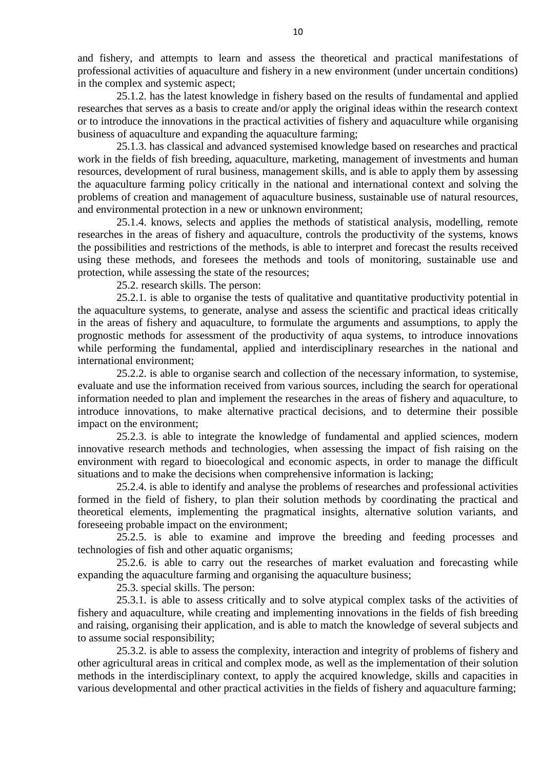and fishery, and attempts to learn and assess the theoretical and practical manifestations of professional activities of aquaculture and fishery in a new environment (under uncertain conditions) in the complex and systemic aspect;

25.1.2. has the latest knowledge in fishery based on the results of fundamental and applied researches that serves as a basis to create and/or apply the original ideas within the research context or to introduce the innovations in the practical activities of fishery and aquaculture while organising business of aquaculture and expanding the aquaculture farming;

25.1.3. has classical and advanced systemised knowledge based on researches and practical work in the fields of fish breeding, aquaculture, marketing, management of investments and human resources, development of rural business, management skills, and is able to apply them by assessing the aquaculture farming policy critically in the national and international context and solving the problems of creation and management of aquaculture business, sustainable use of natural resources, and environmental protection in a new or unknown environment;

25.1.4. knows, selects and applies the methods of statistical analysis, modelling, remote researches in the areas of fishery and aquaculture, controls the productivity of the systems, knows the possibilities and restrictions of the methods, is able to interpret and forecast the results received using these methods, and foresees the methods and tools of monitoring, sustainable use and protection, while assessing the state of the resources;

25.2. research skills. The person:

25.2.1. is able to organise the tests of qualitative and quantitative productivity potential in the aquaculture systems, to generate, analyse and assess the scientific and practical ideas critically in the areas of fishery and aquaculture, to formulate the arguments and assumptions, to apply the prognostic methods for assessment of the productivity of aqua systems, to introduce innovations while performing the fundamental, applied and interdisciplinary researches in the national and international environment;

25.2.2. is able to organise search and collection of the necessary information, to systemise, evaluate and use the information received from various sources, including the search for operational information needed to plan and implement the researches in the areas of fishery and aquaculture, to introduce innovations, to make alternative practical decisions, and to determine their possible impact on the environment;

25.2.3. is able to integrate the knowledge of fundamental and applied sciences, modern innovative research methods and technologies, when assessing the impact of fish raising on the environment with regard to bioecological and economic aspects, in order to manage the difficult situations and to make the decisions when comprehensive information is lacking;

25.2.4. is able to identify and analyse the problems of researches and professional activities formed in the field of fishery, to plan their solution methods by coordinating the practical and theoretical elements, implementing the pragmatical insights, alternative solution variants, and foreseeing probable impact on the environment;

25.2.5. is able to examine and improve the breeding and feeding processes and technologies of fish and other aquatic organisms;

25.2.6. is able to carry out the researches of market evaluation and forecasting while expanding the aquaculture farming and organising the aquaculture business;

25.3. special skills. The person:

25.3.1. is able to assess critically and to solve atypical complex tasks of the activities of fishery and aquaculture, while creating and implementing innovations in the fields of fish breeding and raising, organising their application, and is able to match the knowledge of several subjects and to assume social responsibility;

25.3.2. is able to assess the complexity, interaction and integrity of problems of fishery and other agricultural areas in critical and complex mode, as well as the implementation of their solution methods in the interdisciplinary context, to apply the acquired knowledge, skills and capacities in various developmental and other practical activities in the fields of fishery and aquaculture farming;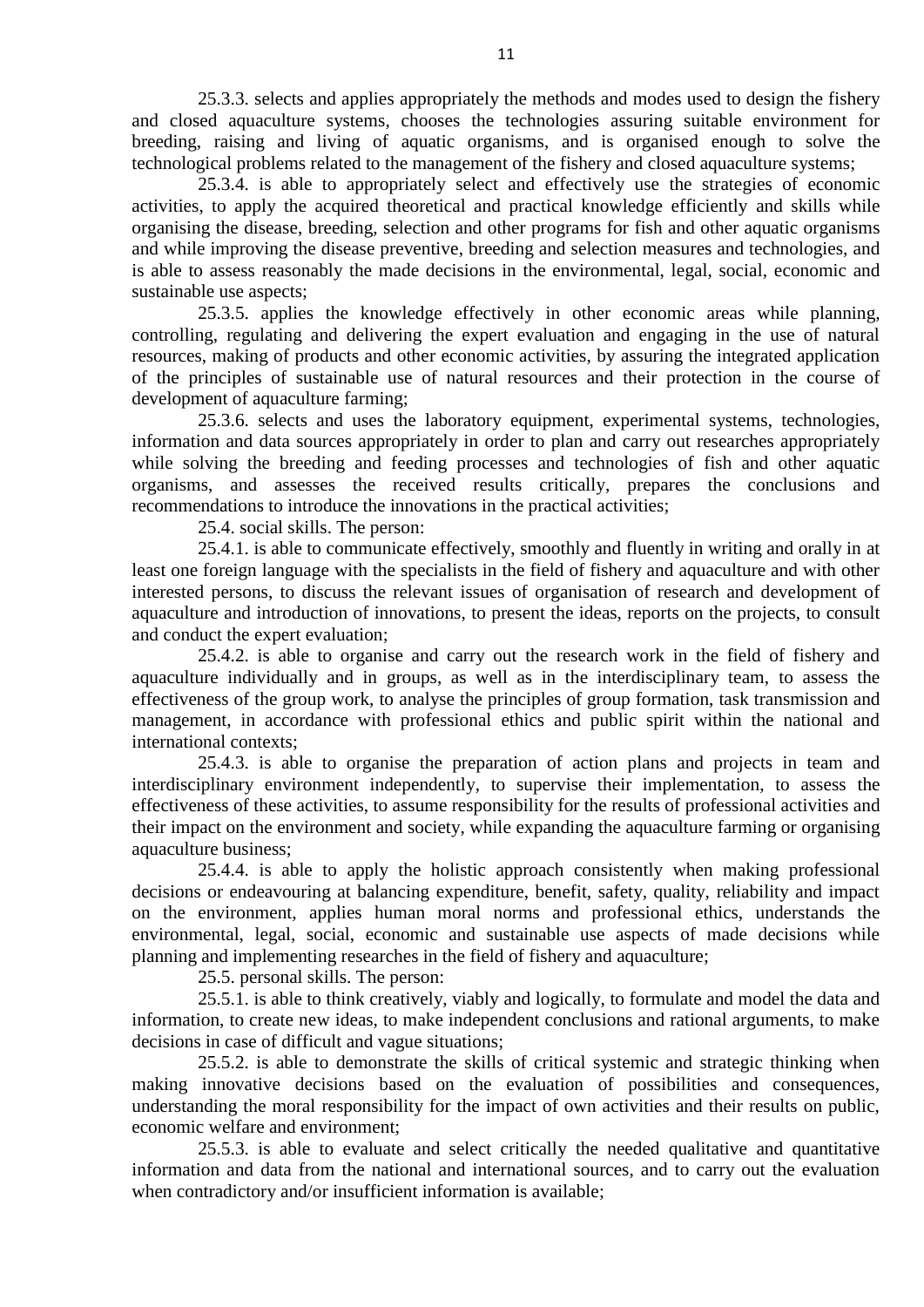25.3.3. selects and applies appropriately the methods and modes used to design the fishery and closed aquaculture systems, chooses the technologies assuring suitable environment for breeding, raising and living of aquatic organisms, and is organised enough to solve the technological problems related to the management of the fishery and closed aquaculture systems;

25.3.4. is able to appropriately select and effectively use the strategies of economic activities, to apply the acquired theoretical and practical knowledge efficiently and skills while organising the disease, breeding, selection and other programs for fish and other aquatic organisms and while improving the disease preventive, breeding and selection measures and technologies, and is able to assess reasonably the made decisions in the environmental, legal, social, economic and sustainable use aspects;

25.3.5. applies the knowledge effectively in other economic areas while planning, controlling, regulating and delivering the expert evaluation and engaging in the use of natural resources, making of products and other economic activities, by assuring the integrated application of the principles of sustainable use of natural resources and their protection in the course of development of aquaculture farming;

25.3.6. selects and uses the laboratory equipment, experimental systems, technologies, information and data sources appropriately in order to plan and carry out researches appropriately while solving the breeding and feeding processes and technologies of fish and other aquatic organisms, and assesses the received results critically, prepares the conclusions and recommendations to introduce the innovations in the practical activities;

25.4. social skills. The person:

25.4.1. is able to communicate effectively, smoothly and fluently in writing and orally in at least one foreign language with the specialists in the field of fishery and aquaculture and with other interested persons, to discuss the relevant issues of organisation of research and development of aquaculture and introduction of innovations, to present the ideas, reports on the projects, to consult and conduct the expert evaluation;

25.4.2. is able to organise and carry out the research work in the field of fishery and aquaculture individually and in groups, as well as in the interdisciplinary team, to assess the effectiveness of the group work, to analyse the principles of group formation, task transmission and management, in accordance with professional ethics and public spirit within the national and international contexts;

25.4.3. is able to organise the preparation of action plans and projects in team and interdisciplinary environment independently, to supervise their implementation, to assess the effectiveness of these activities, to assume responsibility for the results of professional activities and their impact on the environment and society, while expanding the aquaculture farming or organising aquaculture business;

25.4.4. is able to apply the holistic approach consistently when making professional decisions or endeavouring at balancing expenditure, benefit, safety, quality, reliability and impact on the environment, applies human moral norms and professional ethics, understands the environmental, legal, social, economic and sustainable use aspects of made decisions while planning and implementing researches in the field of fishery and aquaculture;

25.5. personal skills. The person:

25.5.1. is able to think creatively, viably and logically, to formulate and model the data and information, to create new ideas, to make independent conclusions and rational arguments, to make decisions in case of difficult and vague situations;

25.5.2. is able to demonstrate the skills of critical systemic and strategic thinking when making innovative decisions based on the evaluation of possibilities and consequences, understanding the moral responsibility for the impact of own activities and their results on public, economic welfare and environment;

25.5.3. is able to evaluate and select critically the needed qualitative and quantitative information and data from the national and international sources, and to carry out the evaluation when contradictory and/or insufficient information is available;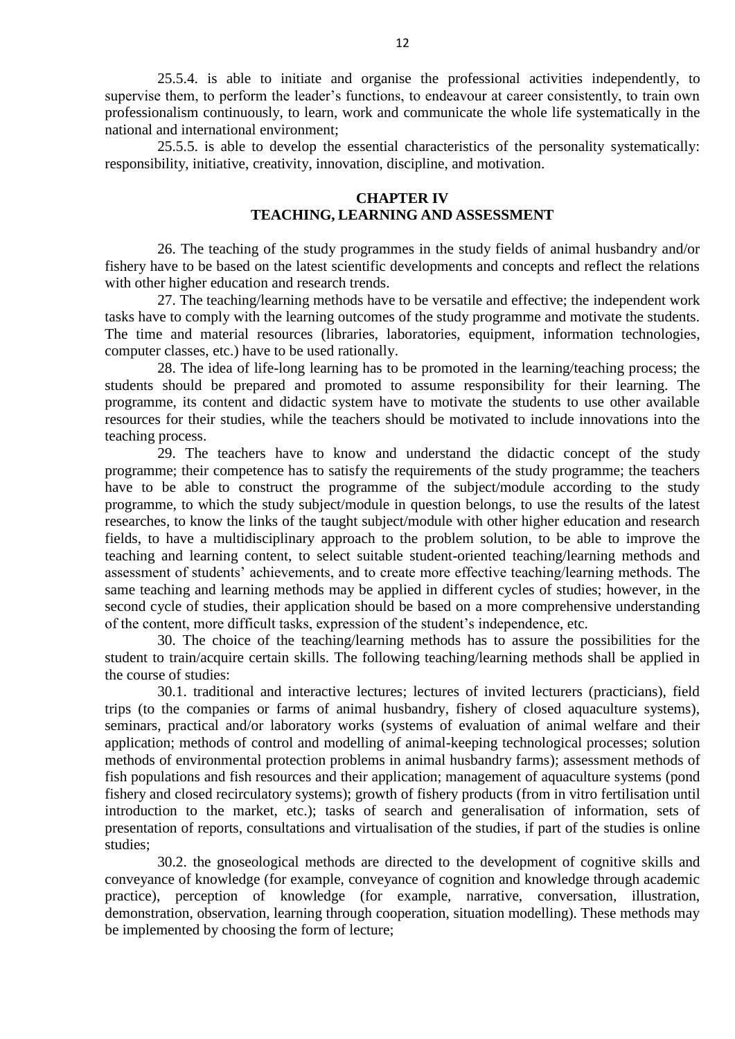25.5.4. is able to initiate and organise the professional activities independently, to supervise them, to perform the leader's functions, to endeavour at career consistently, to train own professionalism continuously, to learn, work and communicate the whole life systematically in the national and international environment;

25.5.5. is able to develop the essential characteristics of the personality systematically: responsibility, initiative, creativity, innovation, discipline, and motivation.

## CHAPTER IV
## TEACHING, LEARNING AND ASSESSMENT

26. The teaching of the study programmes in the study fields of animal husbandry and/or fishery have to be based on the latest scientific developments and concepts and reflect the relations with other higher education and research trends.

27. The teaching/learning methods have to be versatile and effective; the independent work tasks have to comply with the learning outcomes of the study programme and motivate the students. The time and material resources (libraries, laboratories, equipment, information technologies, computer classes, etc.) have to be used rationally.

28. The idea of life-long learning has to be promoted in the learning/teaching process; the students should be prepared and promoted to assume responsibility for their learning. The programme, its content and didactic system have to motivate the students to use other available resources for their studies, while the teachers should be motivated to include innovations into the teaching process.

29. The teachers have to know and understand the didactic concept of the study programme; their competence has to satisfy the requirements of the study programme; the teachers have to be able to construct the programme of the subject/module according to the study programme, to which the study subject/module in question belongs, to use the results of the latest researches, to know the links of the taught subject/module with other higher education and research fields, to have a multidisciplinary approach to the problem solution, to be able to improve the teaching and learning content, to select suitable student-oriented teaching/learning methods and assessment of students' achievements, and to create more effective teaching/learning methods. The same teaching and learning methods may be applied in different cycles of studies; however, in the second cycle of studies, their application should be based on a more comprehensive understanding of the content, more difficult tasks, expression of the student's independence, etc.

30. The choice of the teaching/learning methods has to assure the possibilities for the student to train/acquire certain skills. The following teaching/learning methods shall be applied in the course of studies:

30.1. traditional and interactive lectures; lectures of invited lecturers (practicians), field trips (to the companies or farms of animal husbandry, fishery of closed aquaculture systems), seminars, practical and/or laboratory works (systems of evaluation of animal welfare and their application; methods of control and modelling of animal-keeping technological processes; solution methods of environmental protection problems in animal husbandry farms); assessment methods of fish populations and fish resources and their application; management of aquaculture systems (pond fishery and closed recirculatory systems); growth of fishery products (from in vitro fertilisation until introduction to the market, etc.); tasks of search and generalisation of information, sets of presentation of reports, consultations and virtualisation of the studies, if part of the studies is online studies;

30.2. the gnoseological methods are directed to the development of cognitive skills and conveyance of knowledge (for example, conveyance of cognition and knowledge through academic practice), perception of knowledge (for example, narrative, conversation, illustration, demonstration, observation, learning through cooperation, situation modelling). These methods may be implemented by choosing the form of lecture;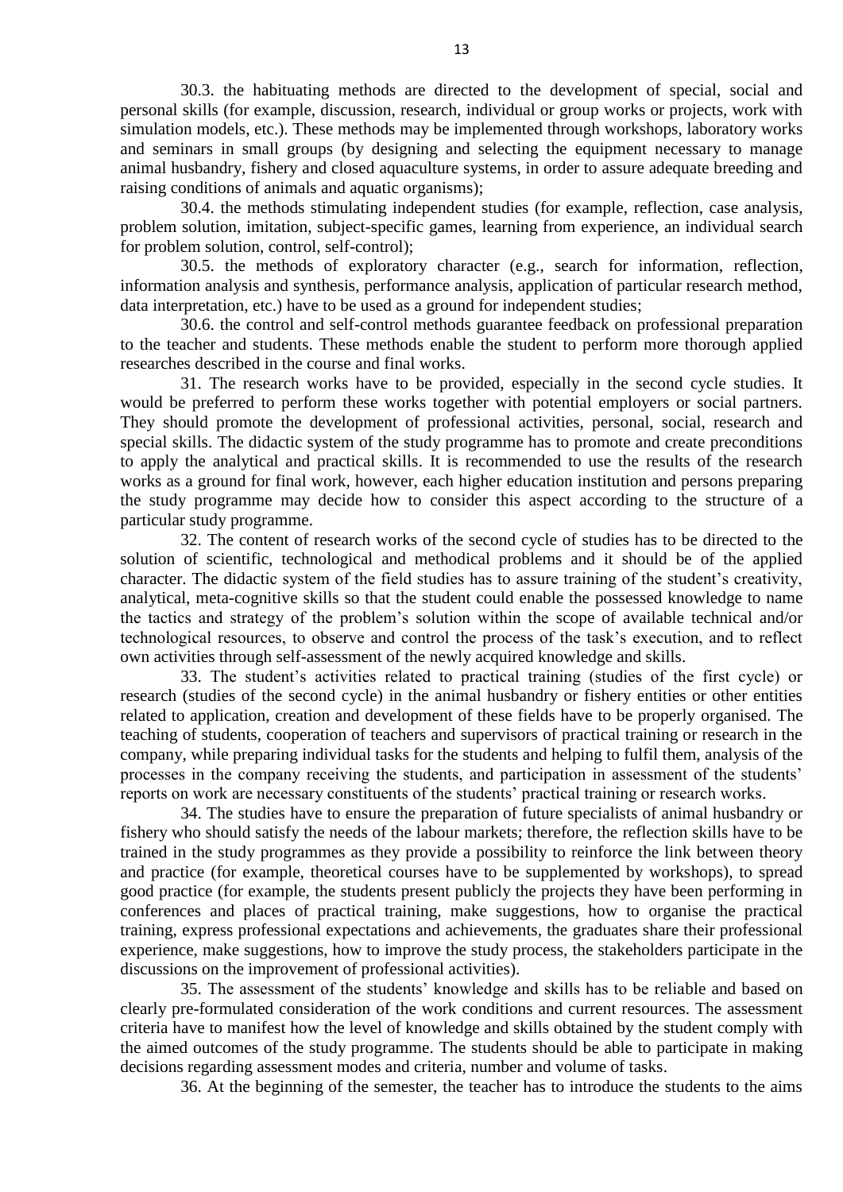30.3. the habituating methods are directed to the development of special, social and personal skills (for example, discussion, research, individual or group works or projects, work with simulation models, etc.). These methods may be implemented through workshops, laboratory works and seminars in small groups (by designing and selecting the equipment necessary to manage animal husbandry, fishery and closed aquaculture systems, in order to assure adequate breeding and raising conditions of animals and aquatic organisms);

30.4. the methods stimulating independent studies (for example, reflection, case analysis, problem solution, imitation, subject-specific games, learning from experience, an individual search for problem solution, control, self-control);

30.5. the methods of exploratory character (e.g., search for information, reflection, information analysis and synthesis, performance analysis, application of particular research method, data interpretation, etc.) have to be used as a ground for independent studies;

30.6. the control and self-control methods guarantee feedback on professional preparation to the teacher and students. These methods enable the student to perform more thorough applied researches described in the course and final works.

31. The research works have to be provided, especially in the second cycle studies. It would be preferred to perform these works together with potential employers or social partners. They should promote the development of professional activities, personal, social, research and special skills. The didactic system of the study programme has to promote and create preconditions to apply the analytical and practical skills. It is recommended to use the results of the research works as a ground for final work, however, each higher education institution and persons preparing the study programme may decide how to consider this aspect according to the structure of a particular study programme.

32. The content of research works of the second cycle of studies has to be directed to the solution of scientific, technological and methodical problems and it should be of the applied character. The didactic system of the field studies has to assure training of the student's creativity, analytical, meta-cognitive skills so that the student could enable the possessed knowledge to name the tactics and strategy of the problem's solution within the scope of available technical and/or technological resources, to observe and control the process of the task's execution, and to reflect own activities through self-assessment of the newly acquired knowledge and skills.

33. The student's activities related to practical training (studies of the first cycle) or research (studies of the second cycle) in the animal husbandry or fishery entities or other entities related to application, creation and development of these fields have to be properly organised. The teaching of students, cooperation of teachers and supervisors of practical training or research in the company, while preparing individual tasks for the students and helping to fulfil them, analysis of the processes in the company receiving the students, and participation in assessment of the students' reports on work are necessary constituents of the students' practical training or research works.

34. The studies have to ensure the preparation of future specialists of animal husbandry or fishery who should satisfy the needs of the labour markets; therefore, the reflection skills have to be trained in the study programmes as they provide a possibility to reinforce the link between theory and practice (for example, theoretical courses have to be supplemented by workshops), to spread good practice (for example, the students present publicly the projects they have been performing in conferences and places of practical training, make suggestions, how to organise the practical training, express professional expectations and achievements, the graduates share their professional experience, make suggestions, how to improve the study process, the stakeholders participate in the discussions on the improvement of professional activities).

35. The assessment of the students' knowledge and skills has to be reliable and based on clearly pre-formulated consideration of the work conditions and current resources. The assessment criteria have to manifest how the level of knowledge and skills obtained by the student comply with the aimed outcomes of the study programme. The students should be able to participate in making decisions regarding assessment modes and criteria, number and volume of tasks.

36. At the beginning of the semester, the teacher has to introduce the students to the aims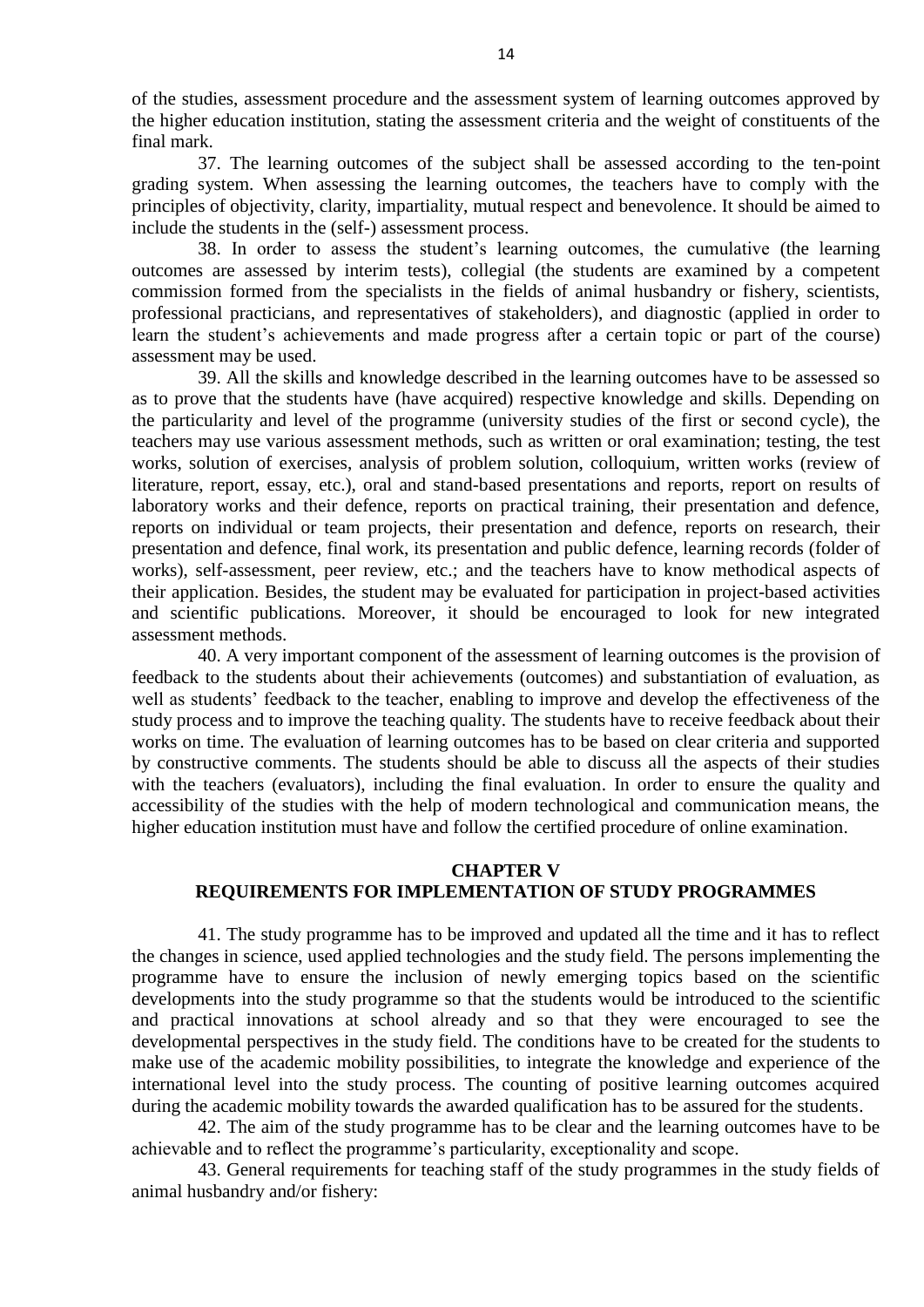of the studies, assessment procedure and the assessment system of learning outcomes approved by the higher education institution, stating the assessment criteria and the weight of constituents of the final mark.

37. The learning outcomes of the subject shall be assessed according to the ten-point grading system. When assessing the learning outcomes, the teachers have to comply with the principles of objectivity, clarity, impartiality, mutual respect and benevolence. It should be aimed to include the students in the (self-) assessment process.

38. In order to assess the student's learning outcomes, the cumulative (the learning outcomes are assessed by interim tests), collegial (the students are examined by a competent commission formed from the specialists in the fields of animal husbandry or fishery, scientists, professional practicians, and representatives of stakeholders), and diagnostic (applied in order to learn the student's achievements and made progress after a certain topic or part of the course) assessment may be used.

39. All the skills and knowledge described in the learning outcomes have to be assessed so as to prove that the students have (have acquired) respective knowledge and skills. Depending on the particularity and level of the programme (university studies of the first or second cycle), the teachers may use various assessment methods, such as written or oral examination; testing, the test works, solution of exercises, analysis of problem solution, colloquium, written works (review of literature, report, essay, etc.), oral and stand-based presentations and reports, report on results of laboratory works and their defence, reports on practical training, their presentation and defence, reports on individual or team projects, their presentation and defence, reports on research, their presentation and defence, final work, its presentation and public defence, learning records (folder of works), self-assessment, peer review, etc.; and the teachers have to know methodical aspects of their application. Besides, the student may be evaluated for participation in project-based activities and scientific publications. Moreover, it should be encouraged to look for new integrated assessment methods.

40. A very important component of the assessment of learning outcomes is the provision of feedback to the students about their achievements (outcomes) and substantiation of evaluation, as well as students' feedback to the teacher, enabling to improve and develop the effectiveness of the study process and to improve the teaching quality. The students have to receive feedback about their works on time. The evaluation of learning outcomes has to be based on clear criteria and supported by constructive comments. The students should be able to discuss all the aspects of their studies with the teachers (evaluators), including the final evaluation. In order to ensure the quality and accessibility of the studies with the help of modern technological and communication means, the higher education institution must have and follow the certified procedure of online examination.

## CHAPTER V
## REQUIREMENTS FOR IMPLEMENTATION OF STUDY PROGRAMMES

41. The study programme has to be improved and updated all the time and it has to reflect the changes in science, used applied technologies and the study field. The persons implementing the programme have to ensure the inclusion of newly emerging topics based on the scientific developments into the study programme so that the students would be introduced to the scientific and practical innovations at school already and so that they were encouraged to see the developmental perspectives in the study field. The conditions have to be created for the students to make use of the academic mobility possibilities, to integrate the knowledge and experience of the international level into the study process. The counting of positive learning outcomes acquired during the academic mobility towards the awarded qualification has to be assured for the students.

42. The aim of the study programme has to be clear and the learning outcomes have to be achievable and to reflect the programme's particularity, exceptionality and scope.

43. General requirements for teaching staff of the study programmes in the study fields of animal husbandry and/or fishery: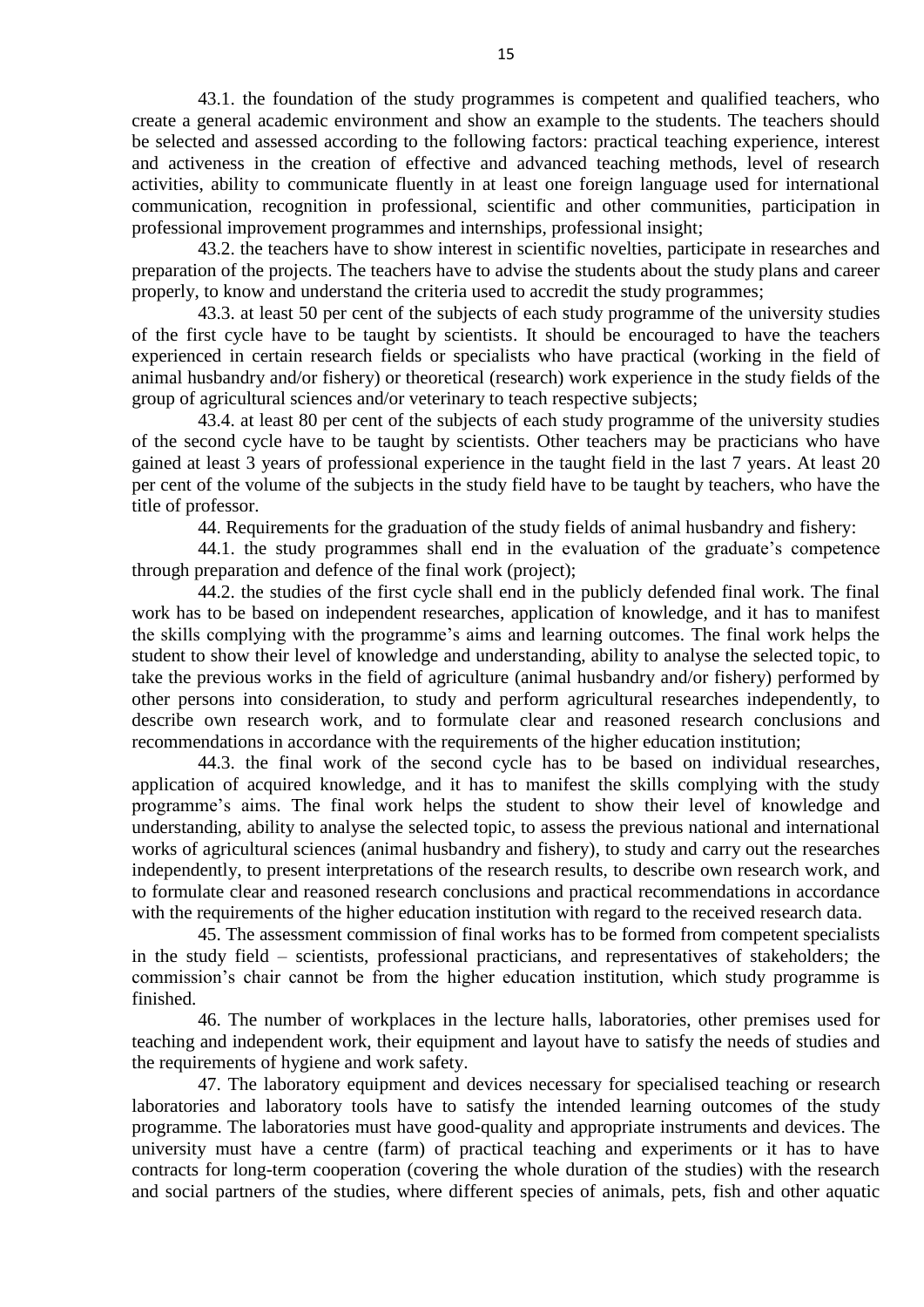43.1. the foundation of the study programmes is competent and qualified teachers, who create a general academic environment and show an example to the students. The teachers should be selected and assessed according to the following factors: practical teaching experience, interest and activeness in the creation of effective and advanced teaching methods, level of research activities, ability to communicate fluently in at least one foreign language used for international communication, recognition in professional, scientific and other communities, participation in professional improvement programmes and internships, professional insight;

43.2. the teachers have to show interest in scientific novelties, participate in researches and preparation of the projects. The teachers have to advise the students about the study plans and career properly, to know and understand the criteria used to accredit the study programmes;

43.3. at least 50 per cent of the subjects of each study programme of the university studies of the first cycle have to be taught by scientists. It should be encouraged to have the teachers experienced in certain research fields or specialists who have practical (working in the field of animal husbandry and/or fishery) or theoretical (research) work experience in the study fields of the group of agricultural sciences and/or veterinary to teach respective subjects;

43.4. at least 80 per cent of the subjects of each study programme of the university studies of the second cycle have to be taught by scientists. Other teachers may be practicians who have gained at least 3 years of professional experience in the taught field in the last 7 years. At least 20 per cent of the volume of the subjects in the study field have to be taught by teachers, who have the title of professor.

44. Requirements for the graduation of the study fields of animal husbandry and fishery:

44.1. the study programmes shall end in the evaluation of the graduate's competence through preparation and defence of the final work (project);

44.2. the studies of the first cycle shall end in the publicly defended final work. The final work has to be based on independent researches, application of knowledge, and it has to manifest the skills complying with the programme's aims and learning outcomes. The final work helps the student to show their level of knowledge and understanding, ability to analyse the selected topic, to take the previous works in the field of agriculture (animal husbandry and/or fishery) performed by other persons into consideration, to study and perform agricultural researches independently, to describe own research work, and to formulate clear and reasoned research conclusions and recommendations in accordance with the requirements of the higher education institution;

44.3. the final work of the second cycle has to be based on individual researches, application of acquired knowledge, and it has to manifest the skills complying with the study programme's aims. The final work helps the student to show their level of knowledge and understanding, ability to analyse the selected topic, to assess the previous national and international works of agricultural sciences (animal husbandry and fishery), to study and carry out the researches independently, to present interpretations of the research results, to describe own research work, and to formulate clear and reasoned research conclusions and practical recommendations in accordance with the requirements of the higher education institution with regard to the received research data.

45. The assessment commission of final works has to be formed from competent specialists in the study field – scientists, professional practicians, and representatives of stakeholders; the commission's chair cannot be from the higher education institution, which study programme is finished.

46. The number of workplaces in the lecture halls, laboratories, other premises used for teaching and independent work, their equipment and layout have to satisfy the needs of studies and the requirements of hygiene and work safety.

47. The laboratory equipment and devices necessary for specialised teaching or research laboratories and laboratory tools have to satisfy the intended learning outcomes of the study programme. The laboratories must have good-quality and appropriate instruments and devices. The university must have a centre (farm) of practical teaching and experiments or it has to have contracts for long-term cooperation (covering the whole duration of the studies) with the research and social partners of the studies, where different species of animals, pets, fish and other aquatic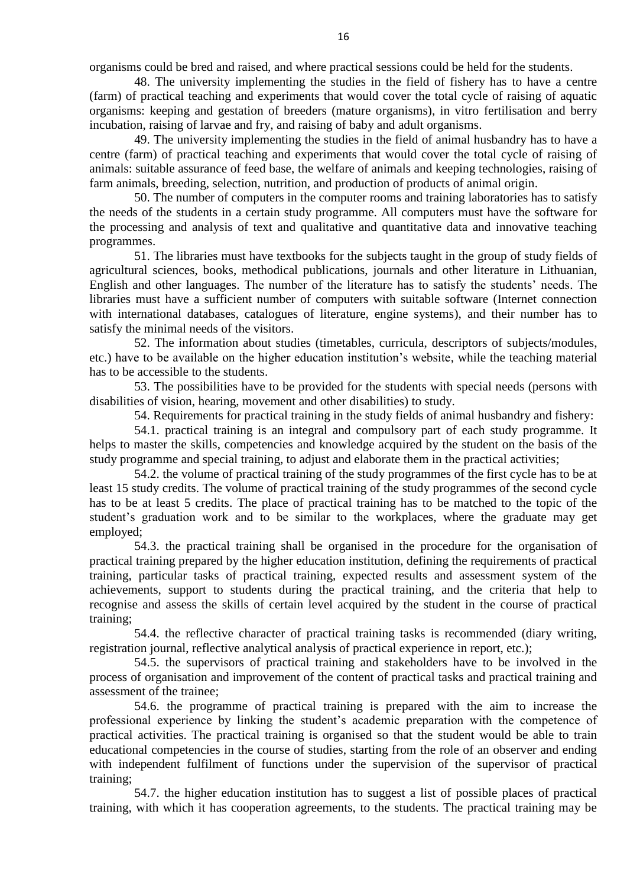organisms could be bred and raised, and where practical sessions could be held for the students.

48. The university implementing the studies in the field of fishery has to have a centre (farm) of practical teaching and experiments that would cover the total cycle of raising of aquatic organisms: keeping and gestation of breeders (mature organisms), in vitro fertilisation and berry incubation, raising of larvae and fry, and raising of baby and adult organisms.

49. The university implementing the studies in the field of animal husbandry has to have a centre (farm) of practical teaching and experiments that would cover the total cycle of raising of animals: suitable assurance of feed base, the welfare of animals and keeping technologies, raising of farm animals, breeding, selection, nutrition, and production of products of animal origin.

50. The number of computers in the computer rooms and training laboratories has to satisfy the needs of the students in a certain study programme. All computers must have the software for the processing and analysis of text and qualitative and quantitative data and innovative teaching programmes.

51. The libraries must have textbooks for the subjects taught in the group of study fields of agricultural sciences, books, methodical publications, journals and other literature in Lithuanian, English and other languages. The number of the literature has to satisfy the students' needs. The libraries must have a sufficient number of computers with suitable software (Internet connection with international databases, catalogues of literature, engine systems), and their number has to satisfy the minimal needs of the visitors.

52. The information about studies (timetables, curricula, descriptors of subjects/modules, etc.) have to be available on the higher education institution's website, while the teaching material has to be accessible to the students.

53. The possibilities have to be provided for the students with special needs (persons with disabilities of vision, hearing, movement and other disabilities) to study.

54. Requirements for practical training in the study fields of animal husbandry and fishery:

54.1. practical training is an integral and compulsory part of each study programme. It helps to master the skills, competencies and knowledge acquired by the student on the basis of the study programme and special training, to adjust and elaborate them in the practical activities;

54.2. the volume of practical training of the study programmes of the first cycle has to be at least 15 study credits. The volume of practical training of the study programmes of the second cycle has to be at least 5 credits. The place of practical training has to be matched to the topic of the student's graduation work and to be similar to the workplaces, where the graduate may get employed;

54.3. the practical training shall be organised in the procedure for the organisation of practical training prepared by the higher education institution, defining the requirements of practical training, particular tasks of practical training, expected results and assessment system of the achievements, support to students during the practical training, and the criteria that help to recognise and assess the skills of certain level acquired by the student in the course of practical training;

54.4. the reflective character of practical training tasks is recommended (diary writing, registration journal, reflective analytical analysis of practical experience in report, etc.);

54.5. the supervisors of practical training and stakeholders have to be involved in the process of organisation and improvement of the content of practical tasks and practical training and assessment of the trainee;

54.6. the programme of practical training is prepared with the aim to increase the professional experience by linking the student's academic preparation with the competence of practical activities. The practical training is organised so that the student would be able to train educational competencies in the course of studies, starting from the role of an observer and ending with independent fulfilment of functions under the supervision of the supervisor of practical training;

54.7. the higher education institution has to suggest a list of possible places of practical training, with which it has cooperation agreements, to the students. The practical training may be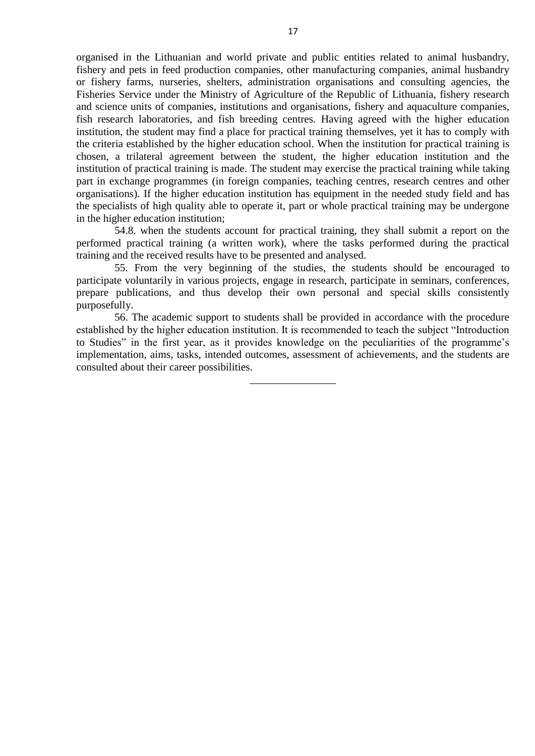organised in the Lithuanian and world private and public entities related to animal husbandry, fishery and pets in feed production companies, other manufacturing companies, animal husbandry or fishery farms, nurseries, shelters, administration organisations and consulting agencies, the Fisheries Service under the Ministry of Agriculture of the Republic of Lithuania, fishery research and science units of companies, institutions and organisations, fishery and aquaculture companies, fish research laboratories, and fish breeding centres. Having agreed with the higher education institution, the student may find a place for practical training themselves, yet it has to comply with the criteria established by the higher education school. When the institution for practical training is chosen, a trilateral agreement between the student, the higher education institution and the institution of practical training is made. The student may exercise the practical training while taking part in exchange programmes (in foreign companies, teaching centres, research centres and other organisations). If the higher education institution has equipment in the needed study field and has the specialists of high quality able to operate it, part or whole practical training may be undergone in the higher education institution;

54.8. when the students account for practical training, they shall submit a report on the performed practical training (a written work), where the tasks performed during the practical training and the received results have to be presented and analysed.

55. From the very beginning of the studies, the students should be encouraged to participate voluntarily in various projects, engage in research, participate in seminars, conferences, prepare publications, and thus develop their own personal and special skills consistently purposefully.

56. The academic support to students shall be provided in accordance with the procedure established by the higher education institution. It is recommended to teach the subject “Introduction to Studies” in the first year, as it provides knowledge on the peculiarities of the programme’s implementation, aims, tasks, intended outcomes, assessment of achievements, and the students are consulted about their career possibilities.

\_\_\_\_\_\_\_\_\_\_\_\_\_\_\_\_